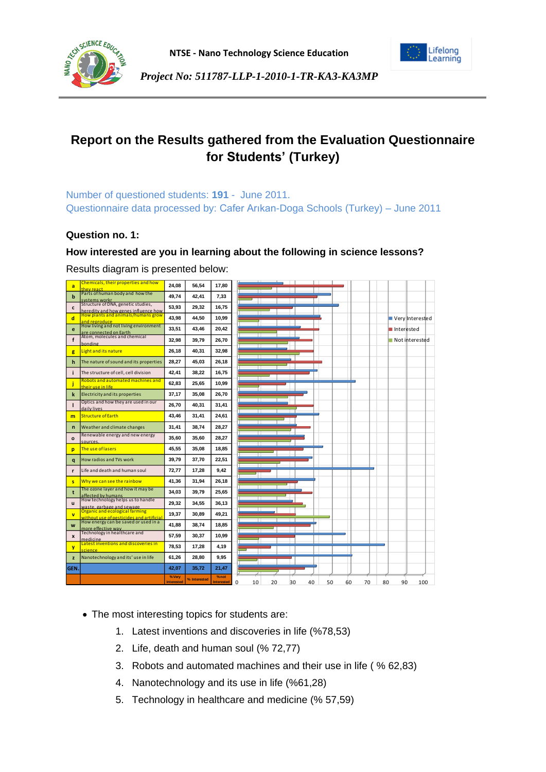NTSE - Nano Technology Science Education

*Project No: 511787-LLP-1-2010-1-TR-KA3-KA3MP*

# Report on the Results gathered from the Evaluation Questionnaire for Students' (Turkey)

Number of questioned students: **191** - June 2011.
Questionnaire data processed by: Cafer Arıkan-Doga Schools (Turkey) – June 2011

**Question no. 1:**

**How interested are you in learning about the following in science lessons?**

Results diagram is presented below:

| | Topic | % Very Interested | % Interested | % not Interested |
|---|---|---|---|---|
| a | Chemicals, their properties and how they react | 24,08 | 56,54 | 17,80 |
| b | Parts of human body and how the systems work | 49,74 | 42,41 | 7,33 |
| c | Structure of DNA, genetic studies, heredity and how genes influence how | 53,93 | 29,32 | 16,75 |
| d | How plants and animals/humans grow and reproduce | 43,98 | 44,50 | 10,99 |
| e | How living and not living environment are connected on Earth | 33,51 | 43,46 | 20,42 |
| f | Atom, molecules and chemical bonding | 32,98 | 39,79 | 26,70 |
| g | Light and its nature | 26,18 | 40,31 | 32,98 |
| h | The nature of sound and its properties | 28,27 | 45,03 | 26,18 |
| i | The structure of cell, cell division | 42,41 | 38,22 | 16,75 |
| j | Robots and automated machines and their use in life | 62,83 | 25,65 | 10,99 |
| k | Electricity and its properties | 37,17 | 35,08 | 26,70 |
| l | Optics and how they are used in our daily lives | 26,70 | 40,31 | 31,41 |
| m | Structure of Earth | 43,46 | 31,41 | 24,61 |
| n | Weather and climate changes | 31,41 | 38,74 | 28,27 |
| o | Renewable energy and new energy sources | 35,60 | 35,60 | 28,27 |
| p | The use of lasers | 45,55 | 35,08 | 18,85 |
| q | How radios and TVs work | 39,79 | 37,70 | 22,51 |
| r | Life and death and human soul | 72,77 | 17,28 | 9,42 |
| s | Why we can see the rainbow | 41,36 | 31,94 | 26,18 |
| t | The ozone layer and how it may be affected by humans | 34,03 | 39,79 | 25,65 |
| u | How technology helps us to handle waste, garbage and sewage | 29,32 | 34,55 | 36,13 |
| v | Organic and ecological farming without use of pesticides and artificial | 19,37 | 30,89 | 49,21 |
| w | How energy can be saved or used in a more effective way | 41,88 | 38,74 | 18,85 |
| x | Technology in healthcare and medicine | 57,59 | 30,37 | 10,99 |
| y | Latest inventions and discoveries in science | 78,53 | 17,28 | 4,19 |
| z | Nanotechnology and its' use in life | 61,26 | 28,80 | 9,95 |
| GEN. | | 42,07 | 35,72 | 21,47 |

- The most interesting topics for students are:
  1. Latest inventions and discoveries in life (%78,53)
  2. Life, death and human soul (% 72,77)
  3. Robots and automated machines and their use in life ( % 62,83)
  4. Nanotechnology and its use in life (%61,28)
  5. Technology in healthcare and medicine (% 57,59)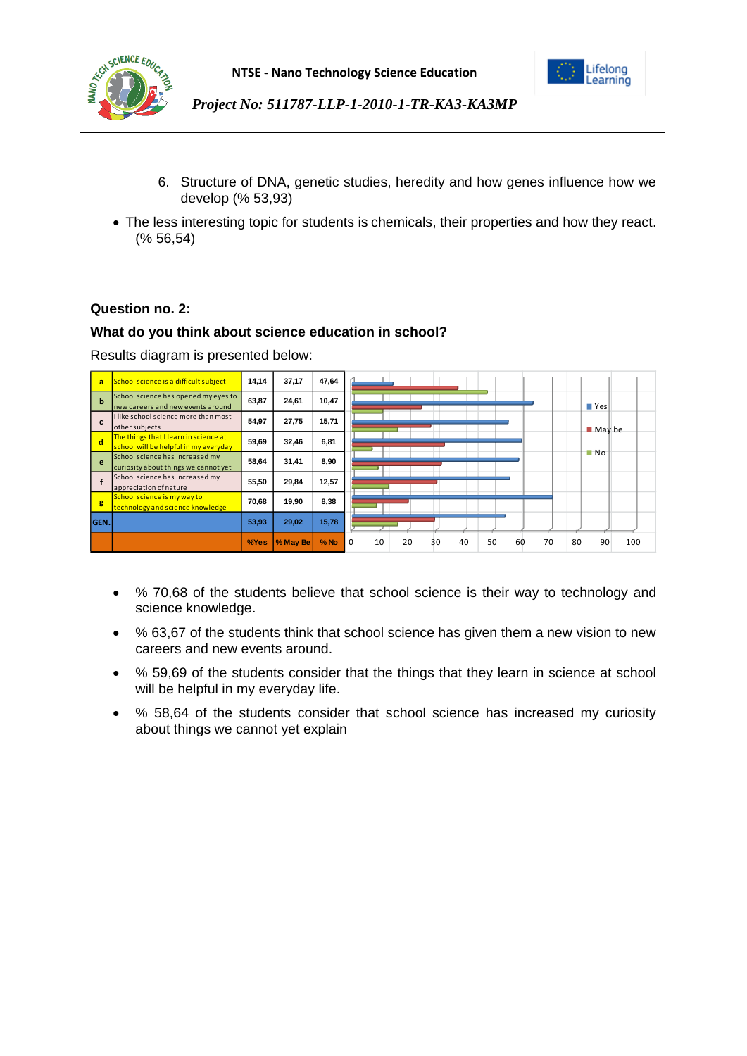6. Structure of DNA, genetic studies, heredity and how genes influence how we develop (% 53,93)

- The less interesting topic for students is chemicals, their properties and how they react. (% 56,54)

**Question no. 2:**

**What do you think about science education in school?**

Results diagram is presented below:

| | | %Yes | % May Be | % No |
|---|---|---|---|---|
| a | School science is a difficult subject | 14,14 | 37,17 | 47,64 |
| b | School science has opened my eyes to new careers and new events around | 63,87 | 24,61 | 10,47 |
| c | I like school science more than most other subjects | 54,97 | 27,75 | 15,71 |
| d | The things that I learn in science at school will be helpful in my everyday | 59,69 | 32,46 | 6,81 |
| e | School science has increased my curiosity about things we cannot yet | 58,64 | 31,41 | 8,90 |
| f | School science has increased my appreciation of nature | 55,50 | 29,84 | 12,57 |
| g | School science is my way to technology and science knowledge | 70,68 | 19,90 | 8,38 |
| GEN. | | 53,93 | 29,02 | 15,78 |

- % 70,68 of the students believe that school science is their way to technology and science knowledge.
- % 63,67 of the students think that school science has given them a new vision to new careers and new events around.
- % 59,69 of the students consider that the things that they learn in science at school will be helpful in my everyday life.
- % 58,64 of the students consider that school science has increased my curiosity about things we cannot yet explain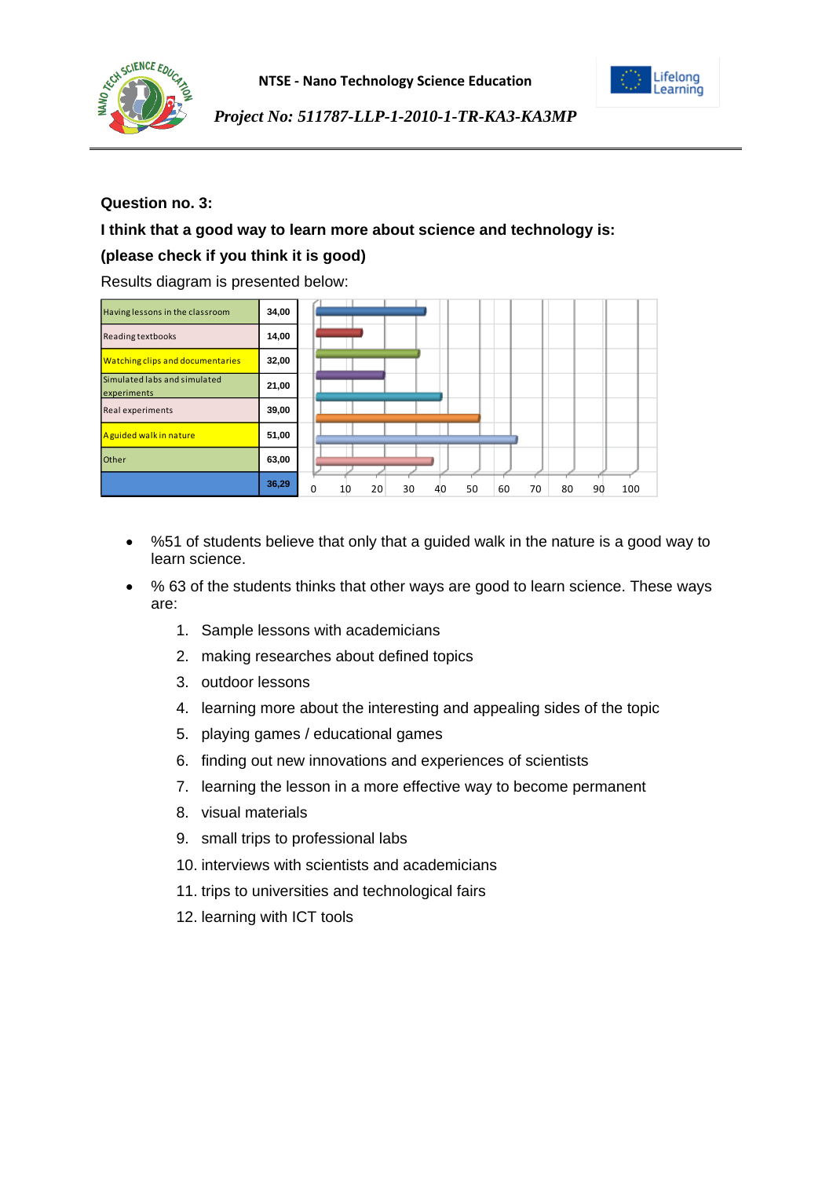**Question no. 3:**

**I think that a good way to learn more about science and technology is:**

**(please check if you think it is good)**

Results diagram is presented below:

| Option | Value |
|---|---|
| Having lessons in the classroom | 34,00 |
| Reading textbooks | 14,00 |
| Watching clips and documentaries | 32,00 |
| Simulated labs and simulated experiments | 21,00 |
| Real experiments | 39,00 |
| A guided walk in nature | 51,00 |
| Other | 63,00 |
| | 36,29 |

- %51 of students believe that only that a guided walk in the nature is a good way to learn science.
- % 63 of the students thinks that other ways are good to learn science. These ways are:
    1. Sample lessons with academicians
    2. making researches about defined topics
    3. outdoor lessons
    4. learning more about the interesting and appealing sides of the topic
    5. playing games / educational games
    6. finding out new innovations and experiences of scientists
    7. learning the lesson in a more effective way to become permanent
    8. visual materials
    9. small trips to professional labs
    10. interviews with scientists and academicians
    11. trips to universities and technological fairs
    12. learning with ICT tools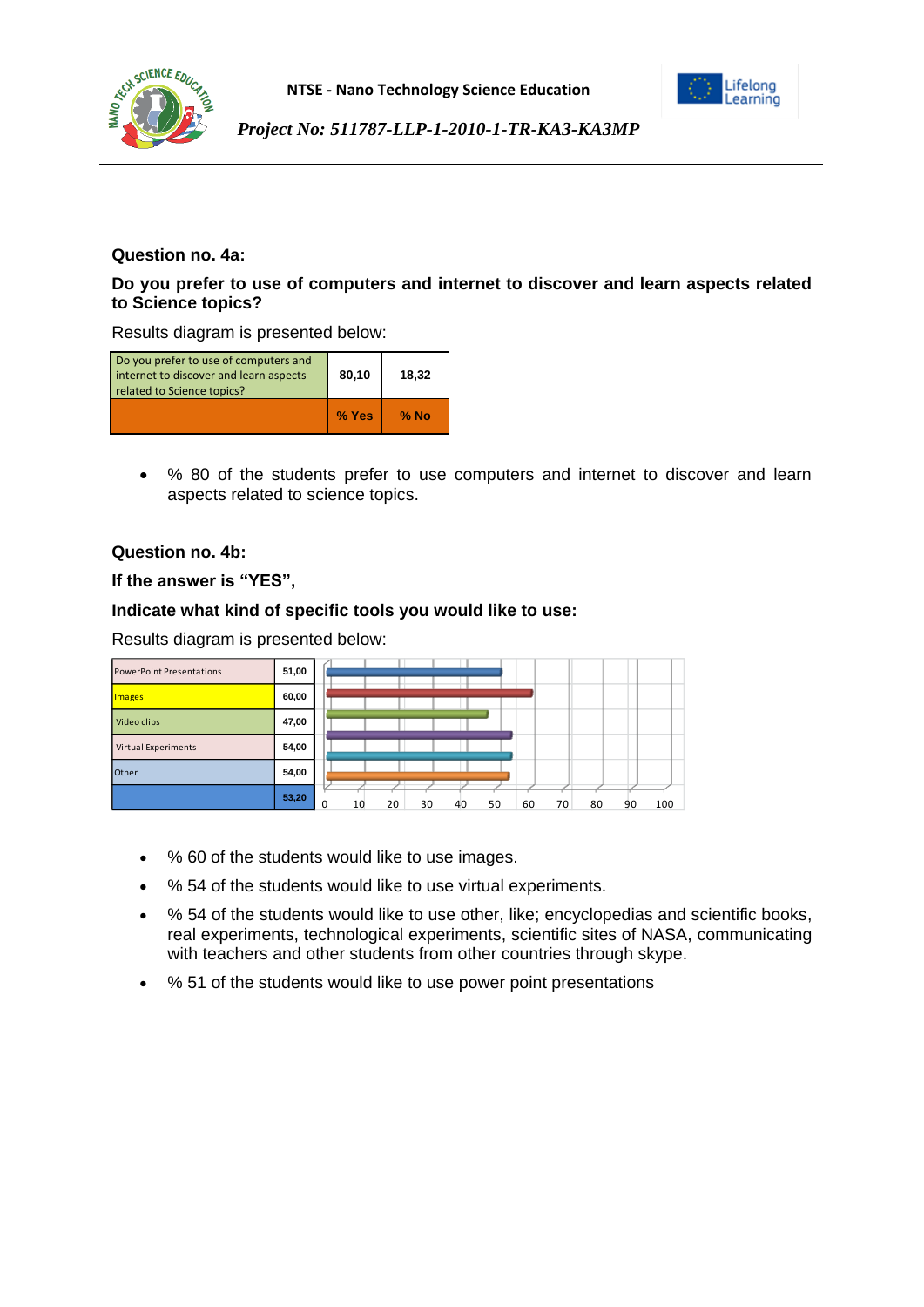**Question no. 4a:**

**Do you prefer to use of computers and internet to discover and learn aspects related to Science topics?**

Results diagram is presented below:

| Do you prefer to use of computers and internet to discover and learn aspects related to Science topics? | 80,10 | 18,32 |
|---|---|---|
| | **% Yes** | **% No** |

- % 80 of the students prefer to use computers and internet to discover and learn aspects related to science topics.

**Question no. 4b:**

**If the answer is "YES",**

**Indicate what kind of specific tools you would like to use:**

Results diagram is presented below:

| Tool | % |
|---|---|
| PowerPoint Presentations | 51,00 |
| Images | 60,00 |
| Video clips | 47,00 |
| Virtual Experiments | 54,00 |
| Other | 54,00 |
| | 53,20 |

- % 60 of the students would like to use images.
- % 54 of the students would like to use virtual experiments.
- % 54 of the students would like to use other, like; encyclopedias and scientific books, real experiments, technological experiments, scientific sites of NASA, communicating with teachers and other students from other countries through skype.
- % 51 of the students would like to use power point presentations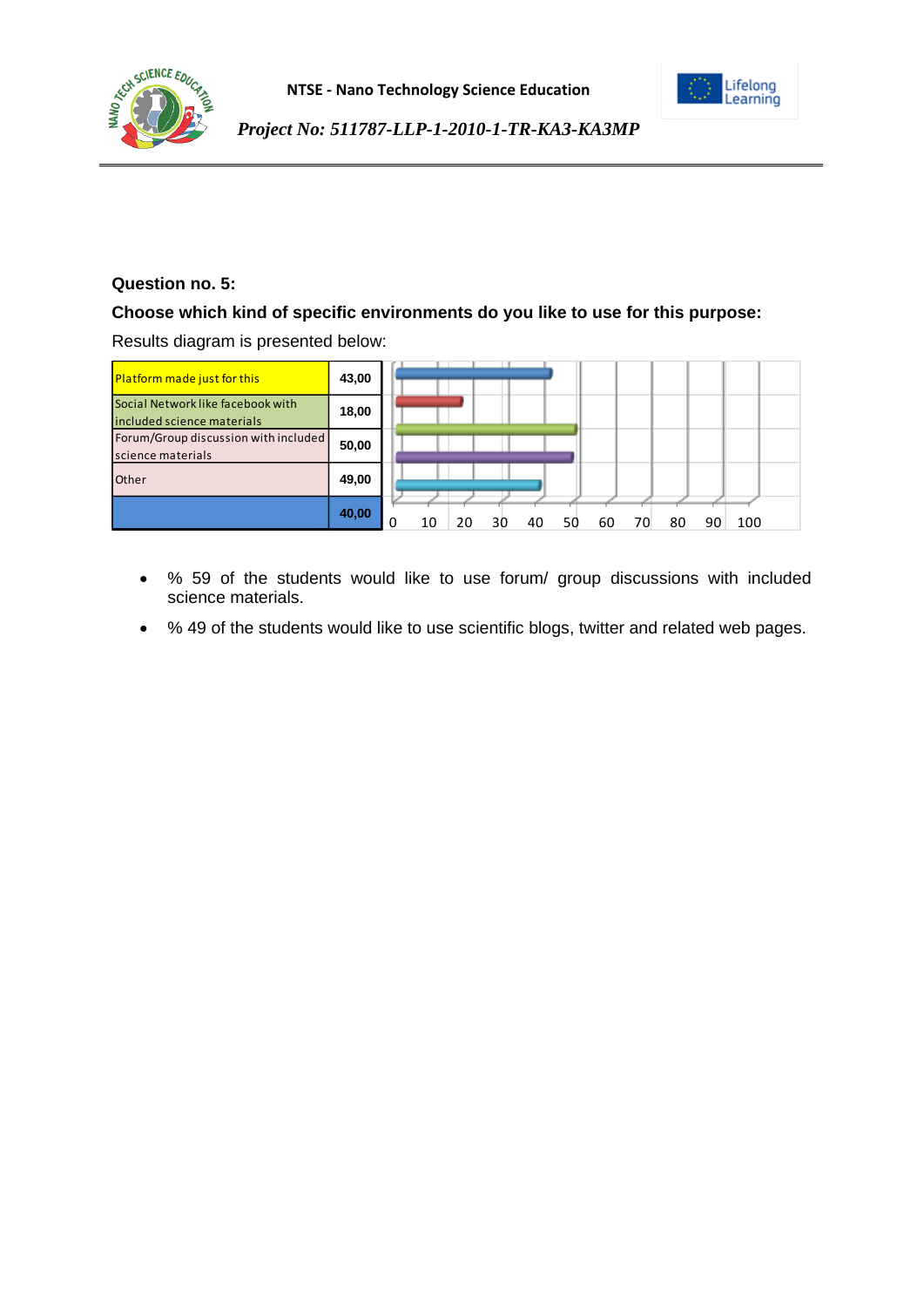**Question no. 5:**

**Choose which kind of specific environments do you like to use for this purpose:**

Results diagram is presented below:

| | |
|---|---|
| Platform made just for this | 43,00 |
| Social Network like facebook with included science materials | 18,00 |
| Forum/Group discussion with included science materials | 50,00 |
| Other | 49,00 |
| | 40,00 |

0 10 20 30 40 50 60 70 80 90 100

- % 59 of the students would like to use forum/ group discussions with included science materials.
- % 49 of the students would like to use scientific blogs, twitter and related web pages.